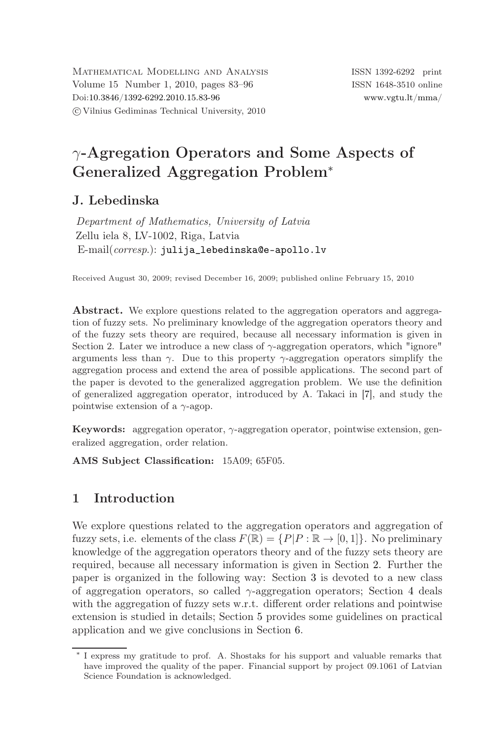# $\gamma$-Agregation Operators and Some Aspects of Generalized Aggregation Problem*

**J. Lebedinska**

*Department of Mathematics, University of Latvia*
Zellu iela 8, LV-1002, Riga, Latvia
E-mail(*corresp.*): julija_lebedinska@e-apollo.lv

Received August 30, 2009; revised December 16, 2009; published online February 15, 2010

**Abstract.** We explore questions related to the aggregation operators and aggregation of fuzzy sets. No preliminary knowledge of the aggregation operators theory and of the fuzzy sets theory are required, because all necessary information is given in Section 2. Later we introduce a new class of $\gamma$-aggregation operators, which "ignore" arguments less than $\gamma$. Due to this property $\gamma$-aggregation operators simplify the aggregation process and extend the area of possible applications. The second part of the paper is devoted to the generalized aggregation problem. We use the definition of generalized aggregation operator, introduced by A. Takaci in [7], and study the pointwise extension of a $\gamma$-agop.

**Keywords:** aggregation operator, $\gamma$-aggregation operator, pointwise extension, generalized aggregation, order relation.

**AMS Subject Classification:** 15A09; 65F05.

## 1 Introduction

We explore questions related to the aggregation operators and aggregation of fuzzy sets, i.e. elements of the class $F(\mathbb{R}) = \{P | P : \mathbb{R} \to [0, 1]\}$. No preliminary knowledge of the aggregation operators theory and of the fuzzy sets theory are required, because all necessary information is given in Section 2. Further the paper is organized in the following way: Section 3 is devoted to a new class of aggregation operators, so called $\gamma$-aggregation operators; Section 4 deals with the aggregation of fuzzy sets w.r.t. different order relations and pointwise extension is studied in details; Section 5 provides some guidelines on practical application and we give conclusions in Section 6.

* I express my gratitude to prof. A. Shostaks for his support and valuable remarks that have improved the quality of the paper. Financial support by project 09.1061 of Latvian Science Foundation is acknowledged.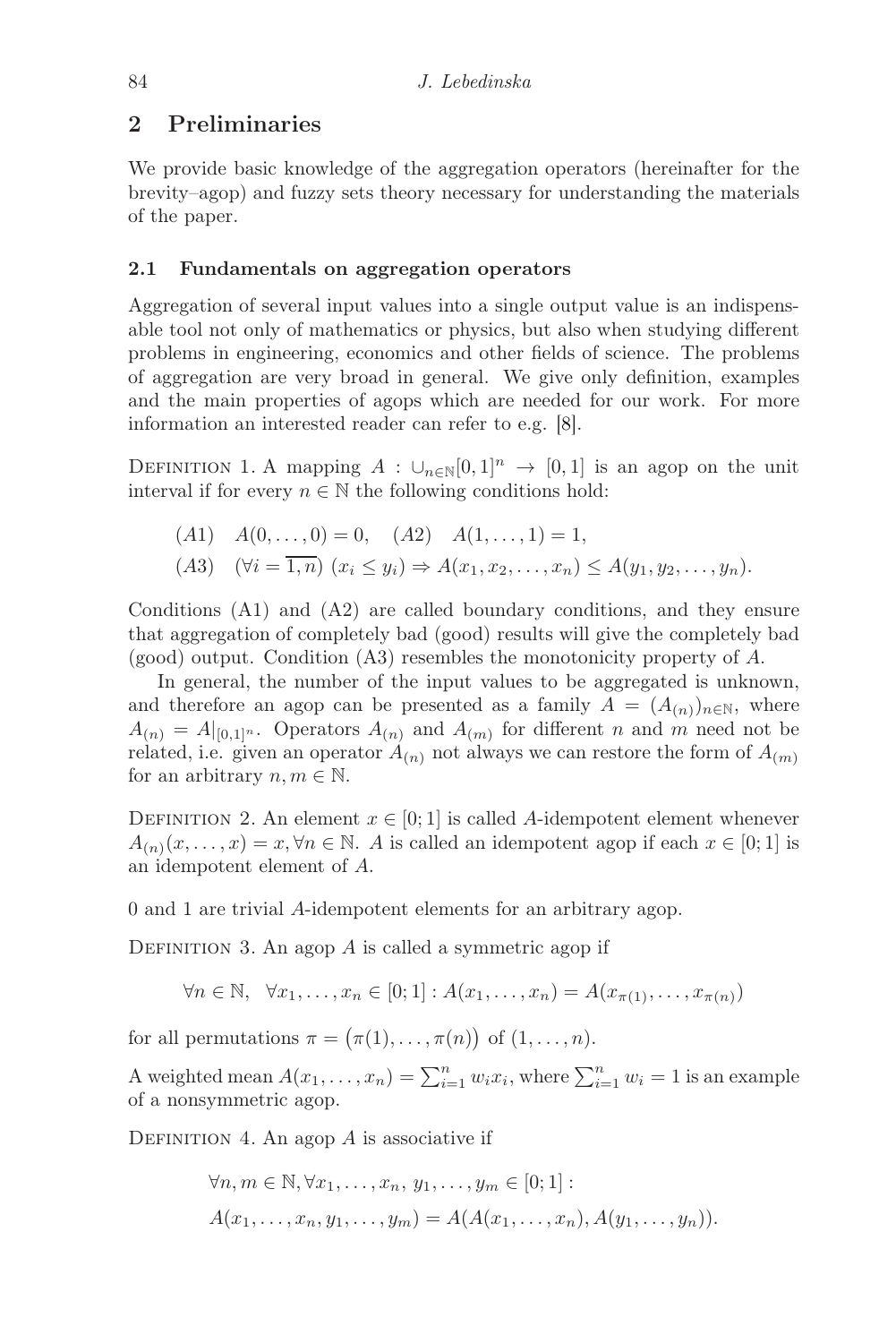## 2 Preliminaries

We provide basic knowledge of the aggregation operators (hereinafter for the brevity–agop) and fuzzy sets theory necessary for understanding the materials of the paper.

### 2.1 Fundamentals on aggregation operators

Aggregation of several input values into a single output value is an indispensable tool not only of mathematics or physics, but also when studying different problems in engineering, economics and other fields of science. The problems of aggregation are very broad in general. We give only definition, examples and the main properties of agops which are needed for our work. For more information an interested reader can refer to e.g. [8].

Definition 1. A mapping $A : \cup_{n \in \mathbb{N}} [0,1]^n \to [0,1]$ is an agop on the unit interval if for every $n \in \mathbb{N}$ the following conditions hold:

$$(A1) \quad A(0, \ldots, 0) = 0, \quad (A2) \quad A(1, \ldots, 1) = 1,$$
$$(A3) \quad (\forall i = \overline{1,n}) \; (x_i \leq y_i) \Rightarrow A(x_1, x_2, \ldots, x_n) \leq A(y_1, y_2, \ldots, y_n).$$

Conditions (A1) and (A2) are called boundary conditions, and they ensure that aggregation of completely bad (good) results will give the completely bad (good) output. Condition (A3) resembles the monotonicity property of $A$.

In general, the number of the input values to be aggregated is unknown, and therefore an agop can be presented as a family $A = (A_{(n)})_{n \in \mathbb{N}}$, where $A_{(n)} = A|_{[0,1]^n}$. Operators $A_{(n)}$ and $A_{(m)}$ for different $n$ and $m$ need not be related, i.e. given an operator $A_{(n)}$ not always we can restore the form of $A_{(m)}$ for an arbitrary $n, m \in \mathbb{N}$.

Definition 2. An element $x \in [0;1]$ is called $A$-idempotent element whenever $A_{(n)}(x, \ldots, x) = x, \forall n \in \mathbb{N}$. $A$ is called an idempotent agop if each $x \in [0;1]$ is an idempotent element of $A$.

0 and 1 are trivial $A$-idempotent elements for an arbitrary agop.

Definition 3. An agop $A$ is called a symmetric agop if

$$\forall n \in \mathbb{N}, \;\; \forall x_1, \ldots, x_n \in [0;1] : A(x_1, \ldots, x_n) = A(x_{\pi(1)}, \ldots, x_{\pi(n)})$$

for all permutations $\pi = \big(\pi(1), \ldots, \pi(n)\big)$ of $(1, \ldots, n)$.

A weighted mean $A(x_1, \ldots, x_n) = \sum_{i=1}^{n} w_i x_i$, where $\sum_{i=1}^{n} w_i = 1$ is an example of a nonsymmetric agop.

Definition 4. An agop $A$ is associative if

$$\forall n, m \in \mathbb{N}, \forall x_1, \ldots, x_n, \, y_1, \ldots, y_m \in [0;1] :$$
$$A(x_1, \ldots, x_n, y_1, \ldots, y_m) = A(A(x_1, \ldots, x_n), A(y_1, \ldots, y_n)).$$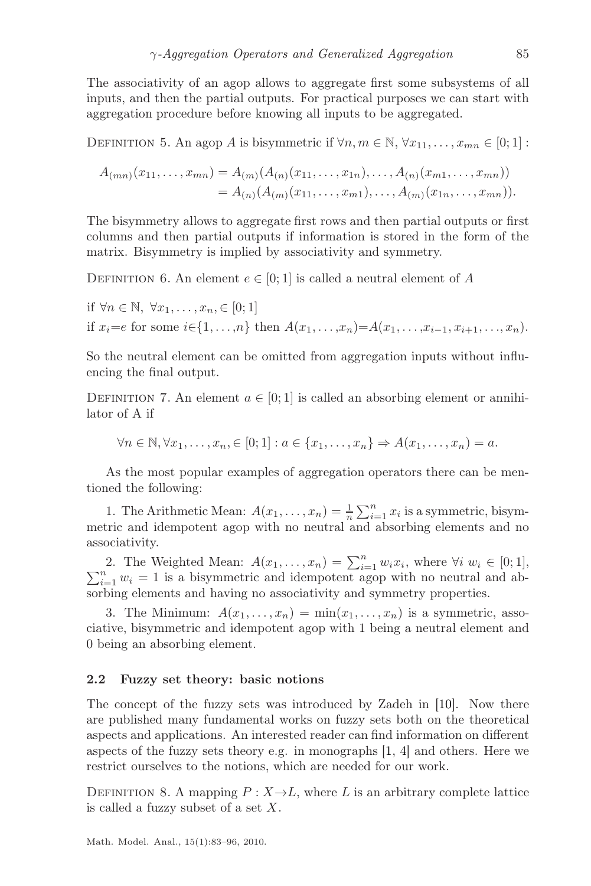The associativity of an agop allows to aggregate first some subsystems of all inputs, and then the partial outputs. For practical purposes we can start with aggregation procedure before knowing all inputs to be aggregated.

Definition 5. An agop $A$ is bisymmetric if $\forall n, m \in \mathbb{N}, \forall x_{11}, \ldots, x_{mn} \in [0;1]:$

$$\begin{aligned} A_{(mn)}(x_{11}, \ldots, x_{mn}) &= A_{(m)}(A_{(n)}(x_{11}, \ldots, x_{1n}), \ldots, A_{(n)}(x_{m1}, \ldots, x_{mn})) \\ &= A_{(n)}(A_{(m)}(x_{11}, \ldots, x_{m1}), \ldots, A_{(m)}(x_{1n}, \ldots, x_{mn})). \end{aligned}$$

The bisymmetry allows to aggregate first rows and then partial outputs or first columns and then partial outputs if information is stored in the form of the matrix. Bisymmetry is implied by associativity and symmetry.

Definition 6. An element $e \in [0;1]$ is called a neutral element of $A$

if $\forall n \in \mathbb{N},\ \forall x_1, \ldots, x_n, \in [0;1]$
if $x_i = e$ for some $i \in \{1, \ldots, n\}$ then $A(x_1, \ldots, x_n) = A(x_1, \ldots, x_{i-1}, x_{i+1}, \ldots, x_n)$.

So the neutral element can be omitted from aggregation inputs without influencing the final output.

Definition 7. An element $a \in [0;1]$ is called an absorbing element or annihilator of A if

$$\forall n \in \mathbb{N}, \forall x_1, \ldots, x_n, \in [0;1] : a \in \{x_1, \ldots, x_n\} \Rightarrow A(x_1, \ldots, x_n) = a.$$

As the most popular examples of aggregation operators there can be mentioned the following:

1. The Arithmetic Mean: $A(x_1, \ldots, x_n) = \frac{1}{n}\sum_{i=1}^{n} x_i$ is a symmetric, bisymmetric and idempotent agop with no neutral and absorbing elements and no associativity.

2. The Weighted Mean: $A(x_1, \ldots, x_n) = \sum_{i=1}^{n} w_i x_i$, where $\forall i\ w_i \in [0;1]$, $\sum_{i=1}^{n} w_i = 1$ is a bisymmetric and idempotent agop with no neutral and absorbing elements and having no associativity and symmetry properties.

3. The Minimum: $A(x_1, \ldots, x_n) = \min(x_1, \ldots, x_n)$ is a symmetric, associative, bisymmetric and idempotent agop with 1 being a neutral element and 0 being an absorbing element.

### 2.2 Fuzzy set theory: basic notions

The concept of the fuzzy sets was introduced by Zadeh in [10]. Now there are published many fundamental works on fuzzy sets both on the theoretical aspects and applications. An interested reader can find information on different aspects of the fuzzy sets theory e.g. in monographs [1, 4] and others. Here we restrict ourselves to the notions, which are needed for our work.

Definition 8. A mapping $P : X \to L$, where $L$ is an arbitrary complete lattice is called a fuzzy subset of a set $X$.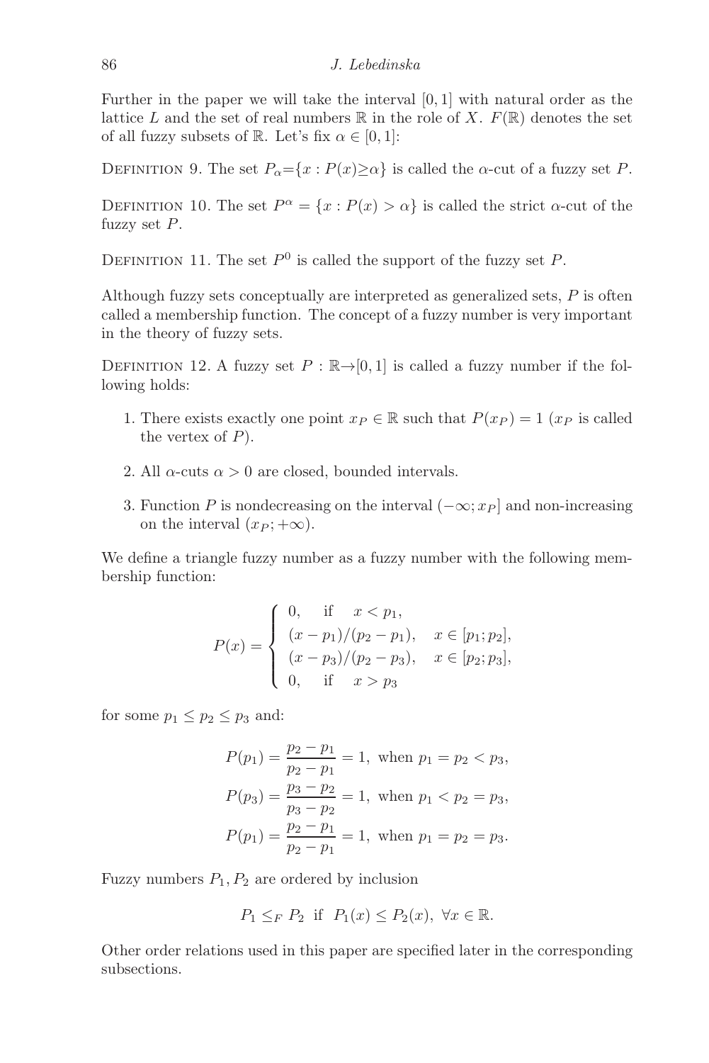Further in the paper we will take the interval $[0,1]$ with natural order as the lattice $L$ and the set of real numbers $\mathbb{R}$ in the role of $X$. $F(\mathbb{R})$ denotes the set of all fuzzy subsets of $\mathbb{R}$. Let's fix $\alpha \in [0,1]$:

Definition 9. The set $P_\alpha=\{x : P(x)\geq\alpha\}$ is called the $\alpha$-cut of a fuzzy set $P$.

Definition 10. The set $P^\alpha = \{x : P(x) > \alpha\}$ is called the strict $\alpha$-cut of the fuzzy set $P$.

Definition 11. The set $P^0$ is called the support of the fuzzy set $P$.

Although fuzzy sets conceptually are interpreted as generalized sets, $P$ is often called a membership function. The concept of a fuzzy number is very important in the theory of fuzzy sets.

Definition 12. A fuzzy set $P : \mathbb{R}\to[0,1]$ is called a fuzzy number if the following holds:

1. There exists exactly one point $x_P \in \mathbb{R}$ such that $P(x_P) = 1$ ($x_P$ is called the vertex of $P$).
2. All $\alpha$-cuts $\alpha > 0$ are closed, bounded intervals.
3. Function $P$ is nondecreasing on the interval $(-\infty; x_P]$ and non-increasing on the interval $(x_P; +\infty)$.

We define a triangle fuzzy number as a fuzzy number with the following membership function:

$$P(x) = \begin{cases} 0, & \text{if} \quad x < p_1, \\ (x - p_1)/(p_2 - p_1), & x \in [p_1; p_2], \\ (x - p_3)/(p_2 - p_3), & x \in [p_2; p_3], \\ 0, & \text{if} \quad x > p_3 \end{cases}$$

for some $p_1 \leq p_2 \leq p_3$ and:

$$P(p_1) = \frac{p_2 - p_1}{p_2 - p_1} = 1, \text{ when } p_1 = p_2 < p_3,$$

$$P(p_3) = \frac{p_3 - p_2}{p_3 - p_2} = 1, \text{ when } p_1 < p_2 = p_3,$$

$$P(p_1) = \frac{p_2 - p_1}{p_2 - p_1} = 1, \text{ when } p_1 = p_2 = p_3.$$

Fuzzy numbers $P_1, P_2$ are ordered by inclusion

$$P_1 \leq_F P_2 \text{ if } P_1(x) \leq P_2(x), \ \forall x \in \mathbb{R}.$$

Other order relations used in this paper are specified later in the corresponding subsections.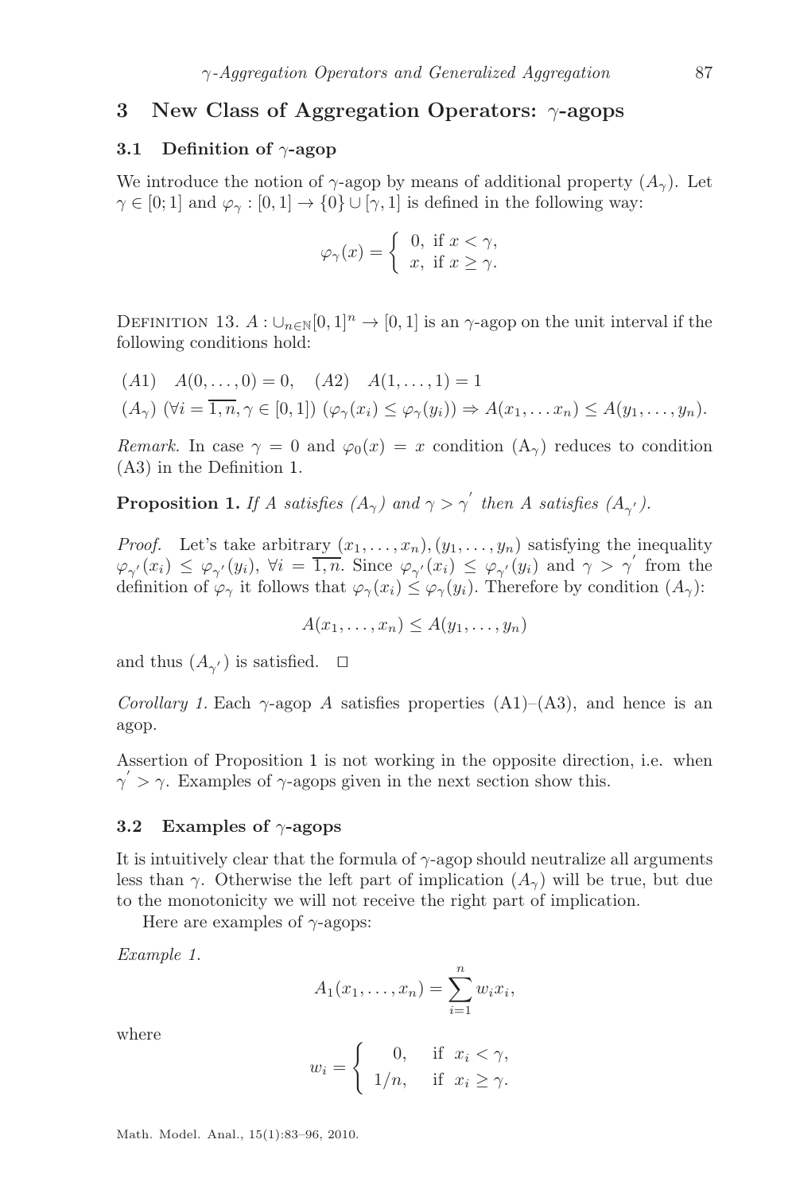## 3 New Class of Aggregation Operators: $\gamma$-agops

### 3.1 Definition of $\gamma$-agop

We introduce the notion of $\gamma$-agop by means of additional property $(A_\gamma)$. Let $\gamma \in [0;1]$ and $\varphi_\gamma : [0,1] \to \{0\} \cup [\gamma, 1]$ is defined in the following way:

$$\varphi_\gamma(x) = \begin{cases} 0, & \text{if } x < \gamma, \\ x, & \text{if } x \geq \gamma. \end{cases}$$

Definition 13. $A : \cup_{n \in \mathbb{N}} [0,1]^n \to [0,1]$ is an $\gamma$-agop on the unit interval if the following conditions hold:

$(A1) \quad A(0,\ldots,0) = 0, \quad (A2) \quad A(1,\ldots,1) = 1$

$(A_\gamma)$ $(\forall i = \overline{1,n}, \gamma \in [0,1])$ $(\varphi_\gamma(x_i) \leq \varphi_\gamma(y_i)) \Rightarrow A(x_1, \ldots x_n) \leq A(y_1, \ldots, y_n)$.

*Remark.* In case $\gamma = 0$ and $\varphi_0(x) = x$ condition $(A_\gamma)$ reduces to condition (A3) in the Definition 1.

**Proposition 1.** *If $A$ satisfies $(A_\gamma)$ and $\gamma > \gamma'$ then $A$ satisfies $(A_{\gamma'})$.*

*Proof.* Let's take arbitrary $(x_1,\ldots,x_n), (y_1,\ldots,y_n)$ satisfying the inequality $\varphi_{\gamma'}(x_i) \leq \varphi_{\gamma'}(y_i)$, $\forall i = \overline{1,n}$. Since $\varphi_{\gamma'}(x_i) \leq \varphi_{\gamma'}(y_i)$ and $\gamma > \gamma'$ from the definition of $\varphi_\gamma$ it follows that $\varphi_\gamma(x_i) \leq \varphi_\gamma(y_i)$. Therefore by condition $(A_\gamma)$:

$$A(x_1,\ldots,x_n) \leq A(y_1,\ldots,y_n)$$

and thus $(A_{\gamma'})$ is satisfied. □

*Corollary 1.* Each $\gamma$-agop $A$ satisfies properties (A1)–(A3), and hence is an agop.

Assertion of Proposition 1 is not working in the opposite direction, i.e. when $\gamma' > \gamma$. Examples of $\gamma$-agops given in the next section show this.

### 3.2 Examples of $\gamma$-agops

It is intuitively clear that the formula of $\gamma$-agop should neutralize all arguments less than $\gamma$. Otherwise the left part of implication $(A_\gamma)$ will be true, but due to the monotonicity we will not receive the right part of implication.

Here are examples of $\gamma$-agops:

*Example 1.*

$$A_1(x_1,\ldots,x_n) = \sum_{i=1}^{n} w_i x_i,$$

where

$$w_i = \begin{cases} 0, & \text{if } x_i < \gamma, \\ 1/n, & \text{if } x_i \geq \gamma. \end{cases}$$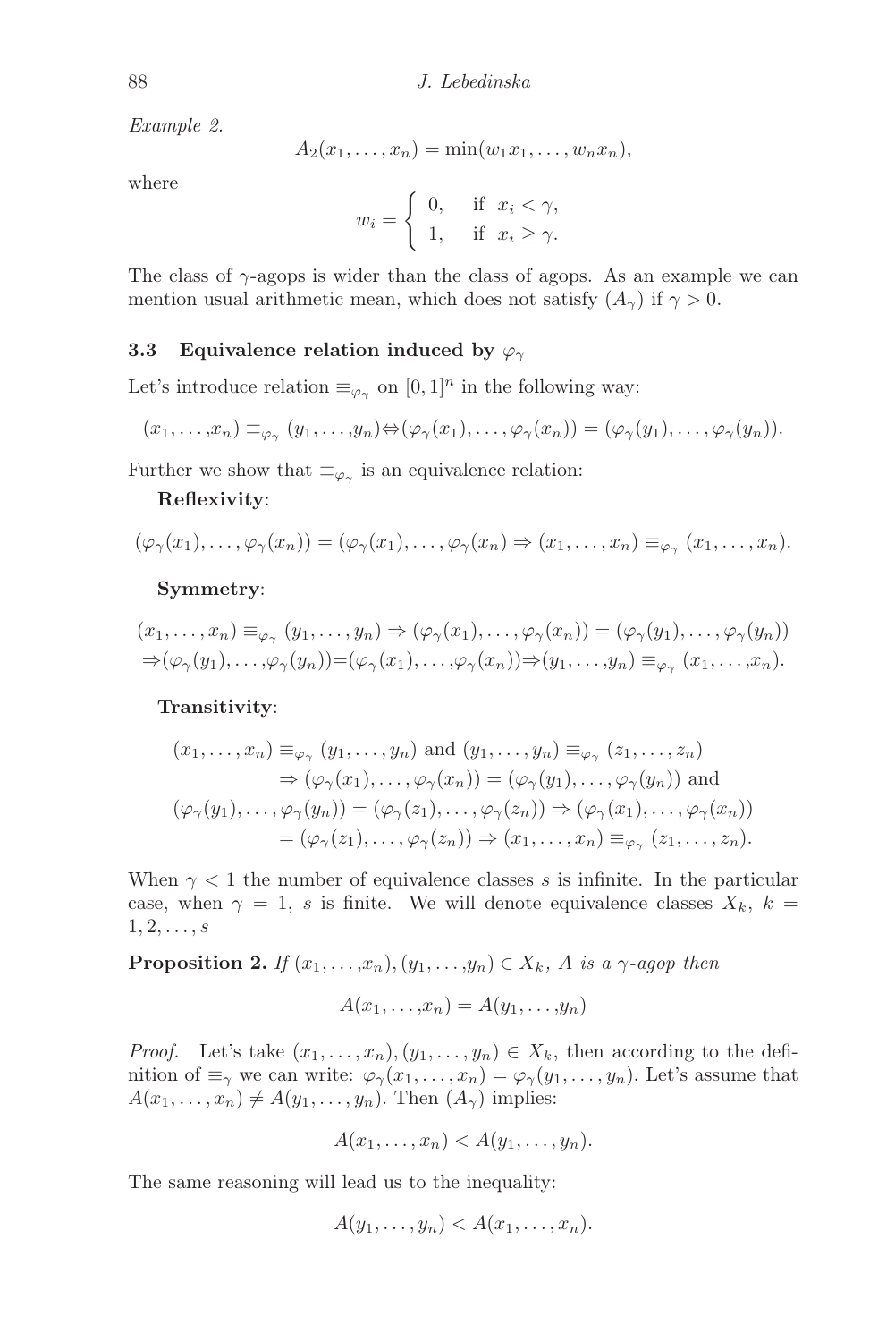*Example 2.*

$$A_2(x_1, \ldots, x_n) = \min(w_1 x_1, \ldots, w_n x_n),$$

where

$$w_i = \begin{cases} 0, & \text{if } x_i < \gamma, \\ 1, & \text{if } x_i \geq \gamma. \end{cases}$$

The class of $\gamma$-agops is wider than the class of agops. As an example we can mention usual arithmetic mean, which does not satisfy $(A_\gamma)$ if $\gamma > 0$.

### 3.3 Equivalence relation induced by $\varphi_\gamma$

Let's introduce relation $\equiv_{\varphi_\gamma}$ on $[0,1]^n$ in the following way:

$$(x_1, \ldots, x_n) \equiv_{\varphi_\gamma} (y_1, \ldots, y_n) \Leftrightarrow (\varphi_\gamma(x_1), \ldots, \varphi_\gamma(x_n)) = (\varphi_\gamma(y_1), \ldots, \varphi_\gamma(y_n)).$$

Further we show that $\equiv_{\varphi_\gamma}$ is an equivalence relation:

**Reflexivity**:

$$(\varphi_\gamma(x_1), \ldots, \varphi_\gamma(x_n)) = (\varphi_\gamma(x_1), \ldots, \varphi_\gamma(x_n) \Rightarrow (x_1, \ldots, x_n) \equiv_{\varphi_\gamma} (x_1, \ldots, x_n).$$

**Symmetry**:

$$(x_1, \ldots, x_n) \equiv_{\varphi_\gamma} (y_1, \ldots, y_n) \Rightarrow (\varphi_\gamma(x_1), \ldots, \varphi_\gamma(x_n)) = (\varphi_\gamma(y_1), \ldots, \varphi_\gamma(y_n))$$
$$\Rightarrow (\varphi_\gamma(y_1), \ldots, \varphi_\gamma(y_n)) = (\varphi_\gamma(x_1), \ldots, \varphi_\gamma(x_n)) \Rightarrow (y_1, \ldots, y_n) \equiv_{\varphi_\gamma} (x_1, \ldots, x_n).$$

**Transitivity**:

$$(x_1, \ldots, x_n) \equiv_{\varphi_\gamma} (y_1, \ldots, y_n) \text{ and } (y_1, \ldots, y_n) \equiv_{\varphi_\gamma} (z_1, \ldots, z_n)$$
$$\Rightarrow (\varphi_\gamma(x_1), \ldots, \varphi_\gamma(x_n)) = (\varphi_\gamma(y_1), \ldots, \varphi_\gamma(y_n)) \text{ and}$$
$$(\varphi_\gamma(y_1), \ldots, \varphi_\gamma(y_n)) = (\varphi_\gamma(z_1), \ldots, \varphi_\gamma(z_n)) \Rightarrow (\varphi_\gamma(x_1), \ldots, \varphi_\gamma(x_n))$$
$$= (\varphi_\gamma(z_1), \ldots, \varphi_\gamma(z_n)) \Rightarrow (x_1, \ldots, x_n) \equiv_{\varphi_\gamma} (z_1, \ldots, z_n).$$

When $\gamma < 1$ the number of equivalence classes $s$ is infinite. In the particular case, when $\gamma = 1$, $s$ is finite. We will denote equivalence classes $X_k$, $k = 1, 2, \ldots, s$

**Proposition 2.** *If $(x_1, \ldots, x_n), (y_1, \ldots, y_n) \in X_k$, $A$ is a $\gamma$-agop then*

$$A(x_1, \ldots, x_n) = A(y_1, \ldots, y_n)$$

*Proof.* Let's take $(x_1, \ldots, x_n), (y_1, \ldots, y_n) \in X_k$, then according to the definition of $\equiv_\gamma$ we can write: $\varphi_\gamma(x_1, \ldots, x_n) = \varphi_\gamma(y_1, \ldots, y_n)$. Let's assume that $A(x_1, \ldots, x_n) \neq A(y_1, \ldots, y_n)$. Then $(A_\gamma)$ implies:

$$A(x_1, \ldots, x_n) < A(y_1, \ldots, y_n).$$

The same reasoning will lead us to the inequality:

$$A(y_1, \ldots, y_n) < A(x_1, \ldots, x_n).$$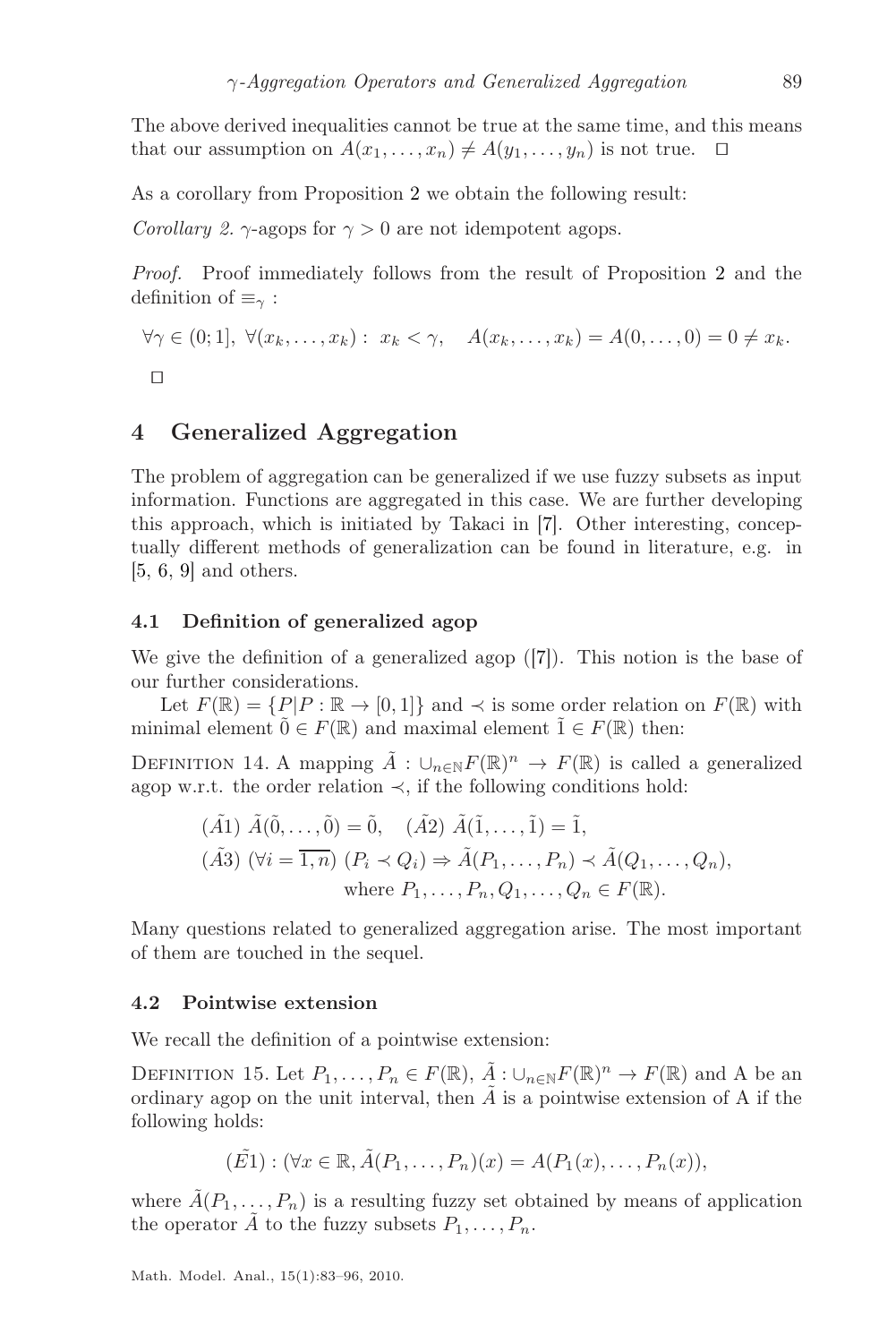The above derived inequalities cannot be true at the same time, and this means that our assumption on $A(x_1, \ldots, x_n) \neq A(y_1, \ldots, y_n)$ is not true. $\square$

As a corollary from Proposition 2 we obtain the following result:

*Corollary 2.* $\gamma$-agops for $\gamma > 0$ are not idempotent agops.

*Proof.* Proof immediately follows from the result of Proposition 2 and the definition of $\equiv_\gamma$ :

$$\forall \gamma \in (0;1],\ \forall (x_k, \ldots, x_k) :\ x_k < \gamma, \quad A(x_k, \ldots, x_k) = A(0, \ldots, 0) = 0 \neq x_k.$$

$\square$

## 4 Generalized Aggregation

The problem of aggregation can be generalized if we use fuzzy subsets as input information. Functions are aggregated in this case. We are further developing this approach, which is initiated by Takaci in [7]. Other interesting, conceptually different methods of generalization can be found in literature, e.g. in [5, 6, 9] and others.

### 4.1 Definition of generalized agop

We give the definition of a generalized agop ([7]). This notion is the base of our further considerations.

Let $F(\mathbb{R}) = \{P | P : \mathbb{R} \to [0,1]\}$ and $\prec$ is some order relation on $F(\mathbb{R})$ with minimal element $\tilde{0} \in F(\mathbb{R})$ and maximal element $\tilde{1} \in F(\mathbb{R})$ then:

Definition 14. A mapping $\tilde{A} : \cup_{n \in \mathbb{N}} F(\mathbb{R})^n \to F(\mathbb{R})$ is called a generalized agop w.r.t. the order relation $\prec$, if the following conditions hold:

$$(\tilde{A1})\ \tilde{A}(\tilde{0}, \ldots, \tilde{0}) = \tilde{0}, \quad (\tilde{A2})\ \tilde{A}(\tilde{1}, \ldots, \tilde{1}) = \tilde{1},$$

$$(\tilde{A3})\ (\forall i = \overline{1,n})\ (P_i \prec Q_i) \Rightarrow \tilde{A}(P_1, \ldots, P_n) \prec \tilde{A}(Q_1, \ldots, Q_n),$$
$$\text{where } P_1, \ldots, P_n, Q_1, \ldots, Q_n \in F(\mathbb{R}).$$

Many questions related to generalized aggregation arise. The most important of them are touched in the sequel.

### 4.2 Pointwise extension

We recall the definition of a pointwise extension:

Definition 15. Let $P_1, \ldots, P_n \in F(\mathbb{R})$, $\tilde{A} : \cup_{n \in \mathbb{N}} F(\mathbb{R})^n \to F(\mathbb{R})$ and A be an ordinary agop on the unit interval, then $\tilde{A}$ is a pointwise extension of A if the following holds:

$$(\tilde{E1}) : (\forall x \in \mathbb{R}, \tilde{A}(P_1, \ldots, P_n)(x) = A(P_1(x), \ldots, P_n(x)),$$

where $\tilde{A}(P_1, \ldots, P_n)$ is a resulting fuzzy set obtained by means of application the operator $\tilde{A}$ to the fuzzy subsets $P_1, \ldots, P_n$.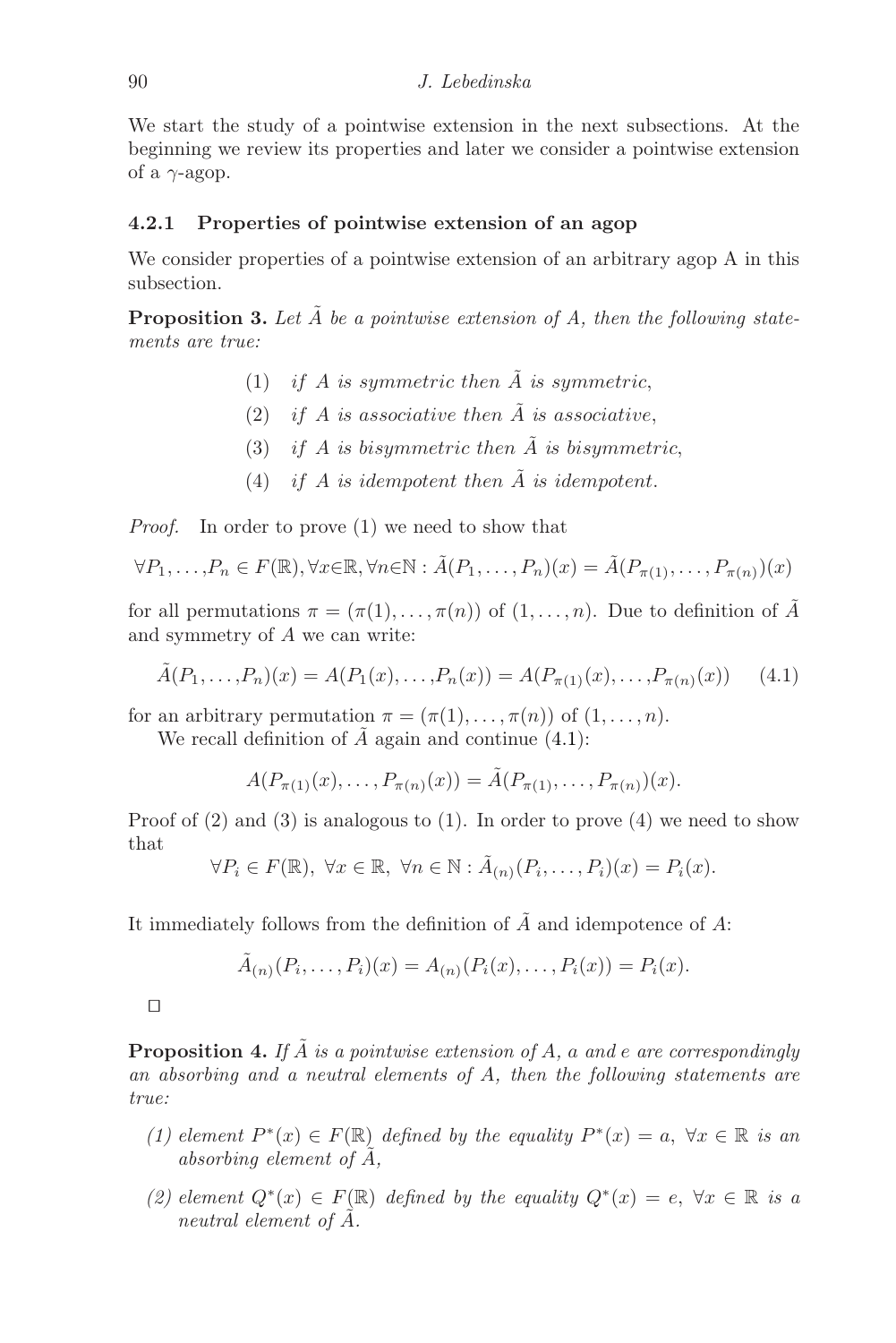We start the study of a pointwise extension in the next subsections. At the beginning we review its properties and later we consider a pointwise extension of a $\gamma$-agop.

### 4.2.1 Properties of pointwise extension of an agop

We consider properties of a pointwise extension of an arbitrary agop A in this subsection.

**Proposition 3.** *Let $\tilde{A}$ be a pointwise extension of $A$, then the following statements are true:*

(1) *if $A$ is symmetric then $\tilde{A}$ is symmetric,*

(2) *if $A$ is associative then $\tilde{A}$ is associative,*

(3) *if $A$ is bisymmetric then $\tilde{A}$ is bisymmetric,*

(4) *if $A$ is idempotent then $\tilde{A}$ is idempotent.*

*Proof.* In order to prove (1) we need to show that

$$\forall P_1,\ldots,P_n \in F(\mathbb{R}), \forall x\in\mathbb{R}, \forall n\in\mathbb{N} : \tilde{A}(P_1,\ldots,P_n)(x) = \tilde{A}(P_{\pi(1)},\ldots,P_{\pi(n)})(x)$$

for all permutations $\pi = (\pi(1),\ldots,\pi(n))$ of $(1,\ldots,n)$. Due to definition of $\tilde{A}$ and symmetry of $A$ we can write:

$$\tilde{A}(P_1,\ldots,P_n)(x) = A(P_1(x),\ldots,P_n(x)) = A(P_{\pi(1)}(x),\ldots,P_{\pi(n)}(x)) \qquad (4.1)$$

for an arbitrary permutation $\pi = (\pi(1),\ldots,\pi(n))$ of $(1,\ldots,n)$.

We recall definition of $\tilde{A}$ again and continue (4.1):

$$A(P_{\pi(1)}(x),\ldots,P_{\pi(n)}(x)) = \tilde{A}(P_{\pi(1)},\ldots,P_{\pi(n)})(x).$$

Proof of (2) and (3) is analogous to (1). In order to prove (4) we need to show that

$$\forall P_i \in F(\mathbb{R}),\ \forall x \in \mathbb{R},\ \forall n \in \mathbb{N} : \tilde{A}_{(n)}(P_i,\ldots,P_i)(x) = P_i(x).$$

It immediately follows from the definition of $\tilde{A}$ and idempotence of $A$:

$$\tilde{A}_{(n)}(P_i,\ldots,P_i)(x) = A_{(n)}(P_i(x),\ldots,P_i(x)) = P_i(x).$$

□

**Proposition 4.** *If $\tilde{A}$ is a pointwise extension of $A$, $a$ and $e$ are correspondingly an absorbing and a neutral elements of $A$, then the following statements are true:*

*(1) element $P^*(x) \in F(\mathbb{R})$ defined by the equality $P^*(x) = a$, $\forall x \in \mathbb{R}$ is an absorbing element of $\tilde{A}$,*

*(2) element $Q^*(x) \in F(\mathbb{R})$ defined by the equality $Q^*(x) = e$, $\forall x \in \mathbb{R}$ is a neutral element of $\tilde{A}$.*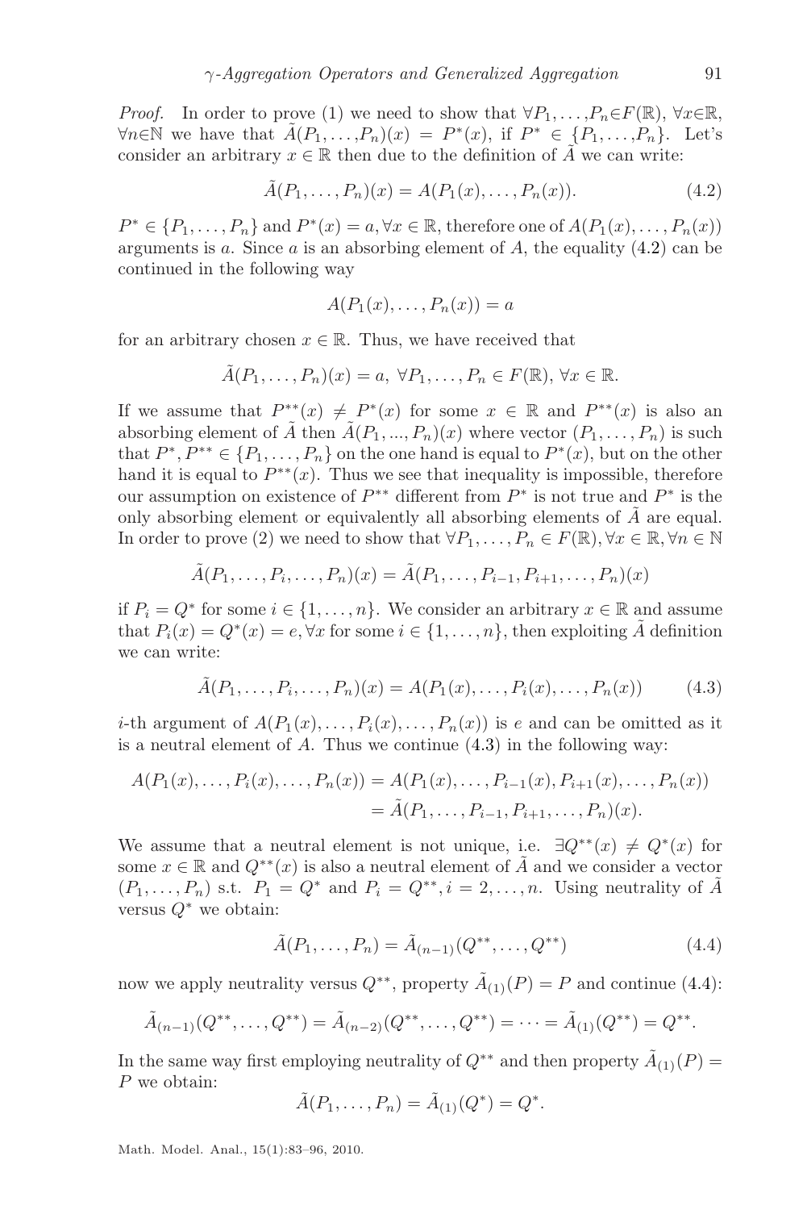*Proof.* In order to prove (1) we need to show that $\forall P_1,\dots,P_n \in F(\mathbb{R})$, $\forall x\in\mathbb{R}$, $\forall n\in\mathbb{N}$ we have that $\tilde{A}(P_1,\dots,P_n)(x) = P^*(x)$, if $P^* \in \{P_1,\dots,P_n\}$. Let's consider an arbitrary $x \in \mathbb{R}$ then due to the definition of $\tilde{A}$ we can write:

$$\tilde{A}(P_1,\dots,P_n)(x) = A(P_1(x),\dots,P_n(x)). \tag{4.2}$$

$P^* \in \{P_1,\dots,P_n\}$ and $P^*(x) = a, \forall x \in \mathbb{R}$, therefore one of $A(P_1(x),\dots,P_n(x))$ arguments is $a$. Since $a$ is an absorbing element of $A$, the equality (4.2) can be continued in the following way

$$A(P_1(x),\dots,P_n(x)) = a$$

for an arbitrary chosen $x \in \mathbb{R}$. Thus, we have received that

$$\tilde{A}(P_1,\dots,P_n)(x) = a,\ \forall P_1,\dots,P_n \in F(\mathbb{R}),\ \forall x \in \mathbb{R}.$$

If we assume that $P^{**}(x) \neq P^*(x)$ for some $x \in \mathbb{R}$ and $P^{**}(x)$ is also an absorbing element of $\tilde{A}$ then $\tilde{A}(P_1,...,P_n)(x)$ where vector $(P_1,\dots,P_n)$ is such that $P^*, P^{**} \in \{P_1,\dots,P_n\}$ on the one hand is equal to $P^*(x)$, but on the other hand it is equal to $P^{**}(x)$. Thus we see that inequality is impossible, therefore our assumption on existence of $P^{**}$ different from $P^*$ is not true and $P^*$ is the only absorbing element or equivalently all absorbing elements of $\tilde{A}$ are equal. In order to prove (2) we need to show that $\forall P_1,\dots,P_n \in F(\mathbb{R}), \forall x \in \mathbb{R}, \forall n \in \mathbb{N}$

$$\tilde{A}(P_1,\dots,P_i,\dots,P_n)(x) = \tilde{A}(P_1,\dots,P_{i-1},P_{i+1},\dots,P_n)(x)$$

if $P_i = Q^*$ for some $i \in \{1,\dots,n\}$. We consider an arbitrary $x \in \mathbb{R}$ and assume that $P_i(x) = Q^*(x) = e, \forall x$ for some $i \in \{1,\dots,n\}$, then exploiting $\tilde{A}$ definition we can write:

$$\tilde{A}(P_1,\dots,P_i,\dots,P_n)(x) = A(P_1(x),\dots,P_i(x),\dots,P_n(x)) \tag{4.3}$$

$i$-th argument of $A(P_1(x),\dots,P_i(x),\dots,P_n(x))$ is $e$ and can be omitted as it is a neutral element of $A$. Thus we continue (4.3) in the following way:

$$\begin{aligned} A(P_1(x),\dots,P_i(x),\dots,P_n(x)) &= A(P_1(x),\dots,P_{i-1}(x),P_{i+1}(x),\dots,P_n(x)) \\ &= \tilde{A}(P_1,\dots,P_{i-1},P_{i+1},\dots,P_n)(x). \end{aligned}$$

We assume that a neutral element is not unique, i.e. $\exists Q^{**}(x) \neq Q^*(x)$ for some $x \in \mathbb{R}$ and $Q^{**}(x)$ is also a neutral element of $\tilde{A}$ and we consider a vector $(P_1,\dots,P_n)$ s.t. $P_1 = Q^*$ and $P_i = Q^{**}, i = 2,\dots,n$. Using neutrality of $\tilde{A}$ versus $Q^*$ we obtain:

$$\tilde{A}(P_1,\dots,P_n) = \tilde{A}_{(n-1)}(Q^{**},\dots,Q^{**}) \tag{4.4}$$

now we apply neutrality versus $Q^{**}$, property $\tilde{A}_{(1)}(P) = P$ and continue (4.4):

$$\tilde{A}_{(n-1)}(Q^{**},\dots,Q^{**}) = \tilde{A}_{(n-2)}(Q^{**},\dots,Q^{**}) = \cdots = \tilde{A}_{(1)}(Q^{**}) = Q^{**}.$$

In the same way first employing neutrality of $Q^{**}$ and then property $\tilde{A}_{(1)}(P) = P$ we obtain:

$$\tilde{A}(P_1,\dots,P_n) = \tilde{A}_{(1)}(Q^*) = Q^*.$$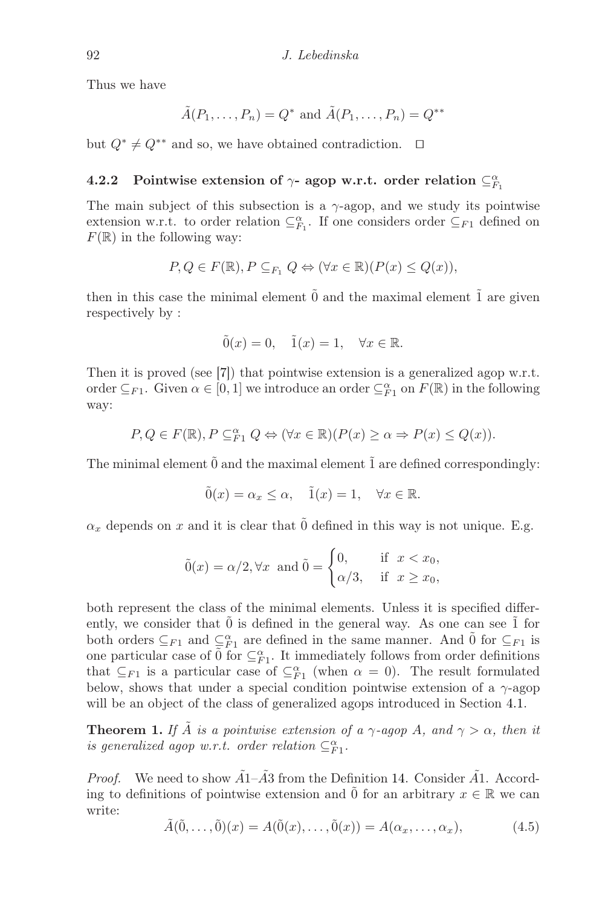Thus we have

$$\tilde{A}(P_1, \ldots, P_n) = Q^* \text{ and } \tilde{A}(P_1, \ldots, P_n) = Q^{**}$$

but $Q^* \neq Q^{**}$ and so, we have obtained contradiction. $\square$

#### 4.2.2 Pointwise extension of $\gamma$- agop w.r.t. order relation $\subseteq^{\alpha}_{F_1}$

The main subject of this subsection is a $\gamma$-agop, and we study its pointwise extension w.r.t. to order relation $\subseteq^{\alpha}_{F_1}$. If one considers order $\subseteq_{F1}$ defined on $F(\mathbb{R})$ in the following way:

$$P, Q \in F(\mathbb{R}), P \subseteq_{F_1} Q \Leftrightarrow (\forall x \in \mathbb{R})(P(x) \leq Q(x)),$$

then in this case the minimal element $\tilde{0}$ and the maximal element $\tilde{1}$ are given respectively by :

$$\tilde{0}(x) = 0, \quad \tilde{1}(x) = 1, \quad \forall x \in \mathbb{R}.$$

Then it is proved (see [7]) that pointwise extension is a generalized agop w.r.t. order $\subseteq_{F1}$. Given $\alpha \in [0,1]$ we introduce an order $\subseteq^{\alpha}_{F1}$ on $F(\mathbb{R})$ in the following way:

$$P, Q \in F(\mathbb{R}), P \subseteq^{\alpha}_{F1} Q \Leftrightarrow (\forall x \in \mathbb{R})(P(x) \geq \alpha \Rightarrow P(x) \leq Q(x)).$$

The minimal element $\tilde{0}$ and the maximal element $\tilde{1}$ are defined correspondingly:

$$\tilde{0}(x) = \alpha_x \leq \alpha, \quad \tilde{1}(x) = 1, \quad \forall x \in \mathbb{R}.$$

$\alpha_x$ depends on $x$ and it is clear that $\tilde{0}$ defined in this way is not unique. E.g.

$$\tilde{0}(x) = \alpha/2, \forall x \text{ and } \tilde{0} = \begin{cases} 0, & \text{if } x < x_0, \\ \alpha/3, & \text{if } x \geq x_0, \end{cases}$$

both represent the class of the minimal elements. Unless it is specified differently, we consider that $\tilde{0}$ is defined in the general way. As one can see $\tilde{1}$ for both orders $\subseteq_{F1}$ and $\subseteq^{\alpha}_{F1}$ are defined in the same manner. And $\tilde{0}$ for $\subseteq_{F1}$ is one particular case of $\tilde{0}$ for $\subseteq^{\alpha}_{F1}$. It immediately follows from order definitions that $\subseteq_{F1}$ is a particular case of $\subseteq^{\alpha}_{F1}$ (when $\alpha = 0$). The result formulated below, shows that under a special condition pointwise extension of a $\gamma$-agop will be an object of the class of generalized agops introduced in Section 4.1.

**Theorem 1.** *If $\tilde{A}$ is a pointwise extension of a $\gamma$-agop $A$, and $\gamma > \alpha$, then it is generalized agop w.r.t. order relation $\subseteq^{\alpha}_{F1}$.*

*Proof.* We need to show $\tilde{A}1$–$\tilde{A}3$ from the Definition 14. Consider $\tilde{A}1$. According to definitions of pointwise extension and $\tilde{0}$ for an arbitrary $x \in \mathbb{R}$ we can write:

$$\tilde{A}(\tilde{0}, \ldots, \tilde{0})(x) = A(\tilde{0}(x), \ldots, \tilde{0}(x)) = A(\alpha_x, \ldots, \alpha_x), \tag{4.5}$$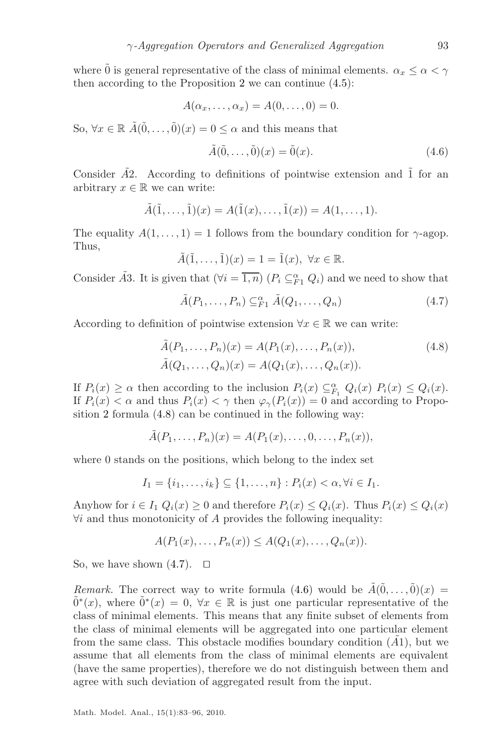where $\tilde{0}$ is general representative of the class of minimal elements. $\alpha_x \leq \alpha < \gamma$ then according to the Proposition 2 we can continue (4.5):

$$A(\alpha_x, \dots, \alpha_x) = A(0, \dots, 0) = 0.$$

So, $\forall x \in \mathbb{R}$ $\tilde{A}(\tilde{0}, \dots, \tilde{0})(x) = 0 \leq \alpha$ and this means that

$$\tilde{A}(\tilde{0}, \dots, \tilde{0})(x) = \tilde{0}(x). \tag{4.6}$$

Consider $\tilde{A}2$. According to definitions of pointwise extension and $\tilde{1}$ for an arbitrary $x \in \mathbb{R}$ we can write:

$$\tilde{A}(\tilde{1}, \dots, \tilde{1})(x) = A(\tilde{1}(x), \dots, \tilde{1}(x)) = A(1, \dots, 1).$$

The equality $A(1, \dots, 1) = 1$ follows from the boundary condition for $\gamma$-agop. Thus,

$$\tilde{A}(\tilde{1}, \dots, \tilde{1})(x) = 1 = \tilde{1}(x), \ \forall x \in \mathbb{R}.$$

Consider $\tilde{A}3$. It is given that $(\forall i = \overline{1, n})$ $(P_i \subseteq^{\alpha}_{F1} Q_i)$ and we need to show that

$$\tilde{A}(P_1, \dots, P_n) \subseteq^{\alpha}_{F1} \tilde{A}(Q_1, \dots, Q_n) \tag{4.7}$$

According to definition of pointwise extension $\forall x \in \mathbb{R}$ we can write:

$$\begin{aligned} \tilde{A}(P_1, \dots, P_n)(x) &= A(P_1(x), \dots, P_n(x)), \\ \tilde{A}(Q_1, \dots, Q_n)(x) &= A(Q_1(x), \dots, Q_n(x)). \end{aligned} \tag{4.8}$$

If $P_i(x) \geq \alpha$ then according to the inclusion $P_i(x) \subseteq^{\alpha}_{F_1} Q_i(x)$ $P_i(x) \leq Q_i(x)$. If $P_i(x) < \alpha$ and thus $P_i(x) < \gamma$ then $\varphi_\gamma(P_i(x)) = 0$ and according to Proposition 2 formula (4.8) can be continued in the following way:

$$\tilde{A}(P_1, \dots, P_n)(x) = A(P_1(x), \dots, 0, \dots, P_n(x)),$$

where 0 stands on the positions, which belong to the index set

$$I_1 = \{i_1, \dots, i_k\} \subseteq \{1, \dots, n\} : P_i(x) < \alpha, \forall i \in I_1.$$

Anyhow for $i \in I_1$ $Q_i(x) \geq 0$ and therefore $P_i(x) \leq Q_i(x)$. Thus $P_i(x) \leq Q_i(x)$ $\forall i$ and thus monotonicity of $A$ provides the following inequality:

$$A(P_1(x), \dots, P_n(x)) \leq A(Q_1(x), \dots, Q_n(x)).$$

So, we have shown (4.7). $\square$

*Remark.* The correct way to write formula (4.6) would be $\tilde{A}(\tilde{0}, \dots, \tilde{0})(x) = \tilde{0}^*(x)$, where $\tilde{0}^*(x) = 0$, $\forall x \in \mathbb{R}$ is just one particular representative of the class of minimal elements. This means that any finite subset of elements from the class of minimal elements will be aggregated into one particular element from the same class. This obstacle modifies boundary condition ($\tilde{A}1$), but we assume that all elements from the class of minimal elements are equivalent (have the same properties), therefore we do not distinguish between them and agree with such deviation of aggregated result from the input.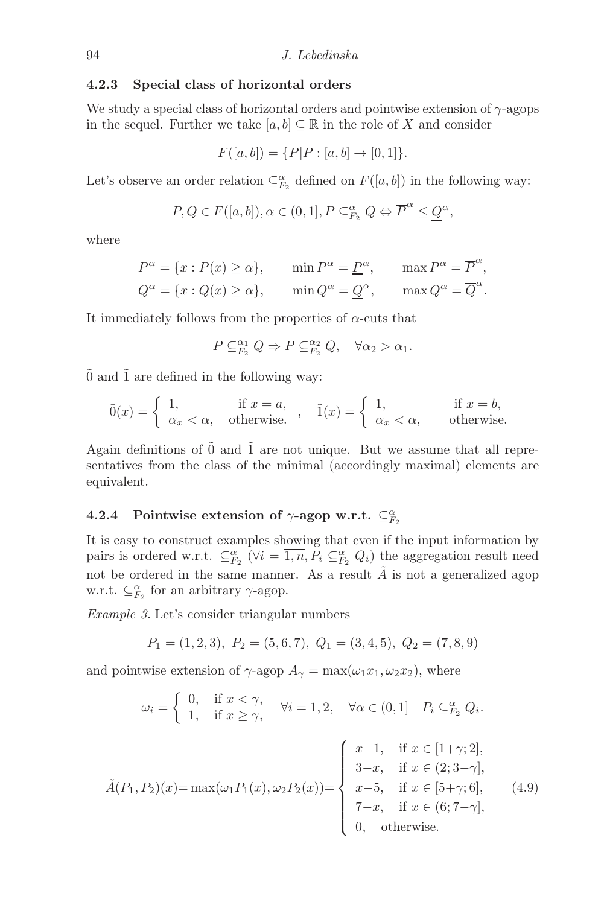### 4.2.3 Special class of horizontal orders

We study a special class of horizontal orders and pointwise extension of $\gamma$-agops in the sequel. Further we take $[a,b] \subseteq \mathbb{R}$ in the role of $X$ and consider

$$F([a,b]) = \{P | P : [a,b] \to [0,1]\}.$$

Let's observe an order relation $\subseteq^{\alpha}_{F_2}$ defined on $F([a,b])$ in the following way:

$$P, Q \in F([a,b]), \alpha \in (0,1], P \subseteq^{\alpha}_{F_2} Q \Leftrightarrow \overline{P}^{\alpha} \leq \underline{Q}^{\alpha},$$

where

$$P^{\alpha} = \{x : P(x) \geq \alpha\}, \qquad \min P^{\alpha} = \underline{P}^{\alpha}, \qquad \max P^{\alpha} = \overline{P}^{\alpha},$$
$$Q^{\alpha} = \{x : Q(x) \geq \alpha\}, \qquad \min Q^{\alpha} = \underline{Q}^{\alpha}, \qquad \max Q^{\alpha} = \overline{Q}^{\alpha}.$$

It immediately follows from the properties of $\alpha$-cuts that

$$P \subseteq^{\alpha_1}_{F_2} Q \Rightarrow P \subseteq^{\alpha_2}_{F_2} Q, \quad \forall \alpha_2 > \alpha_1.$$

$\tilde{0}$ and $\tilde{1}$ are defined in the following way:

$$\tilde{0}(x) = \begin{cases} 1, & \text{if } x = a, \\ \alpha_x < \alpha, & \text{otherwise.} \end{cases}, \quad \tilde{1}(x) = \begin{cases} 1, & \text{if } x = b, \\ \alpha_x < \alpha, & \text{otherwise.} \end{cases}$$

Again definitions of $\tilde{0}$ and $\tilde{1}$ are not unique. But we assume that all representatives from the class of the minimal (accordingly maximal) elements are equivalent.

### 4.2.4 Pointwise extension of $\gamma$-agop w.r.t. $\subseteq^{\alpha}_{F_2}$

It is easy to construct examples showing that even if the input information by pairs is ordered w.r.t. $\subseteq^{\alpha}_{F_2}$ ($\forall i = \overline{1,n}, P_i \subseteq^{\alpha}_{F_2} Q_i$) the aggregation result need not be ordered in the same manner. As a result $\tilde{A}$ is not a generalized agop w.r.t. $\subseteq^{\alpha}_{F_2}$ for an arbitrary $\gamma$-agop.

*Example 3.* Let's consider triangular numbers

$$P_1 = (1,2,3), \; P_2 = (5,6,7), \; Q_1 = (3,4,5), \; Q_2 = (7,8,9)$$

and pointwise extension of $\gamma$-agop $A_{\gamma} = \max(\omega_1 x_1, \omega_2 x_2)$, where

$$\omega_i = \begin{cases} 0, & \text{if } x < \gamma, \\ 1, & \text{if } x \geq \gamma, \end{cases} \quad \forall i = 1,2, \quad \forall \alpha \in (0,1] \quad P_i \subseteq^{\alpha}_{F_2} Q_i.$$

$$\tilde{A}(P_1,P_2)(x) = \max(\omega_1 P_1(x), \omega_2 P_2(x)) = \begin{cases} x-1, & \text{if } x \in [1+\gamma; 2], \\ 3-x, & \text{if } x \in (2; 3-\gamma], \\ x-5, & \text{if } x \in [5+\gamma; 6], \\ 7-x, & \text{if } x \in (6; 7-\gamma], \\ 0, & \text{otherwise.} \end{cases} \tag{4.9}$$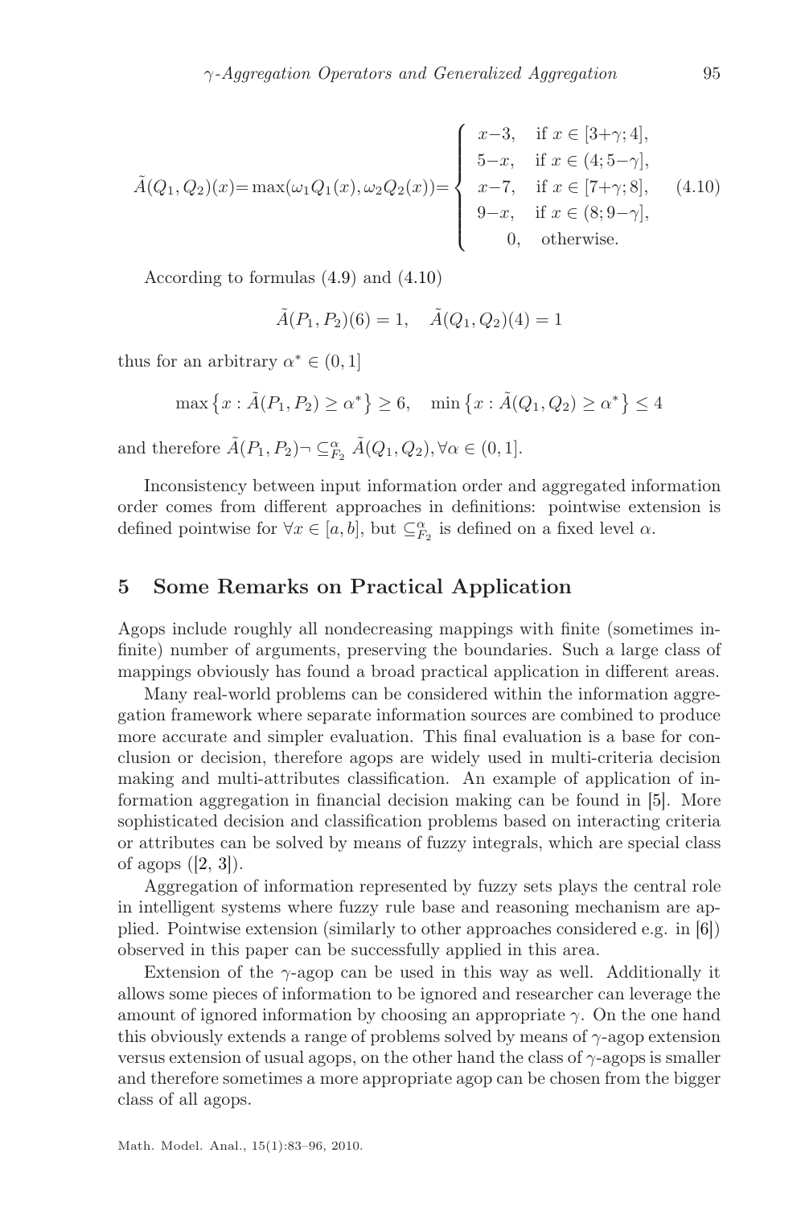$$\tilde{A}(Q_1, Q_2)(x) = \max(\omega_1 Q_1(x), \omega_2 Q_2(x)) = \begin{cases} x-3, & \text{if } x \in [3+\gamma; 4], \\ 5-x, & \text{if } x \in (4; 5-\gamma], \\ x-7, & \text{if } x \in [7+\gamma; 8], \\ 9-x, & \text{if } x \in (8; 9-\gamma], \\ 0, & \text{otherwise.} \end{cases} \quad (4.10)$$

According to formulas (4.9) and (4.10)

$$\tilde{A}(P_1, P_2)(6) = 1, \quad \tilde{A}(Q_1, Q_2)(4) = 1$$

thus for an arbitrary $\alpha^* \in (0, 1]$

$$\max\left\{x : \tilde{A}(P_1, P_2) \geq \alpha^*\right\} \geq 6, \quad \min\left\{x : \tilde{A}(Q_1, Q_2) \geq \alpha^*\right\} \leq 4$$

and therefore $\tilde{A}(P_1, P_2) \neg \subseteq^{\alpha}_{F_2} \tilde{A}(Q_1, Q_2), \forall \alpha \in (0, 1]$.

Inconsistency between input information order and aggregated information order comes from different approaches in definitions: pointwise extension is defined pointwise for $\forall x \in [a, b]$, but $\subseteq^{\alpha}_{F_2}$ is defined on a fixed level $\alpha$.

## 5 Some Remarks on Practical Application

Agops include roughly all nondecreasing mappings with finite (sometimes infinite) number of arguments, preserving the boundaries. Such a large class of mappings obviously has found a broad practical application in different areas.

Many real-world problems can be considered within the information aggregation framework where separate information sources are combined to produce more accurate and simpler evaluation. This final evaluation is a base for conclusion or decision, therefore agops are widely used in multi-criteria decision making and multi-attributes classification. An example of application of information aggregation in financial decision making can be found in [5]. More sophisticated decision and classification problems based on interacting criteria or attributes can be solved by means of fuzzy integrals, which are special class of agops ([2, 3]).

Aggregation of information represented by fuzzy sets plays the central role in intelligent systems where fuzzy rule base and reasoning mechanism are applied. Pointwise extension (similarly to other approaches considered e.g. in [6]) observed in this paper can be successfully applied in this area.

Extension of the $\gamma$-agop can be used in this way as well. Additionally it allows some pieces of information to be ignored and researcher can leverage the amount of ignored information by choosing an appropriate $\gamma$. On the one hand this obviously extends a range of problems solved by means of $\gamma$-agop extension versus extension of usual agops, on the other hand the class of $\gamma$-agops is smaller and therefore sometimes a more appropriate agop can be chosen from the bigger class of all agops.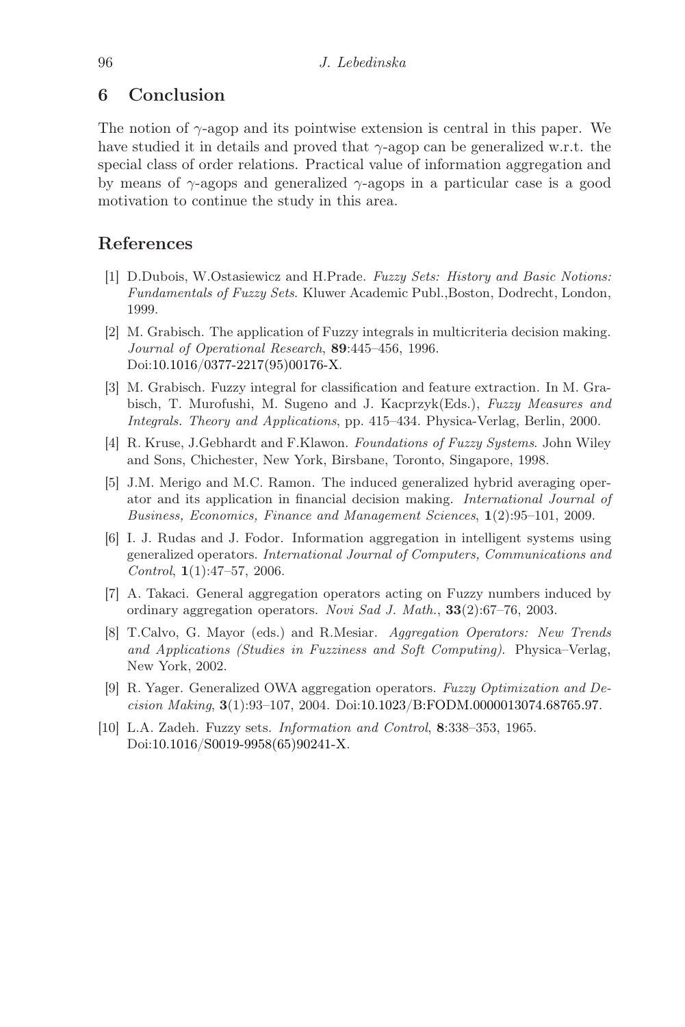## 6 Conclusion

The notion of $\gamma$-agop and its pointwise extension is central in this paper. We have studied it in details and proved that $\gamma$-agop can be generalized w.r.t. the special class of order relations. Practical value of information aggregation and by means of $\gamma$-agops and generalized $\gamma$-agops in a particular case is a good motivation to continue the study in this area.

## References

[1] D.Dubois, W.Ostasiewicz and H.Prade. *Fuzzy Sets: History and Basic Notions: Fundamentals of Fuzzy Sets*. Kluwer Academic Publ.,Boston, Dodrecht, London, 1999.

[2] M. Grabisch. The application of Fuzzy integrals in multicriteria decision making. *Journal of Operational Research*, **89**:445–456, 1996. Doi:10.1016/0377-2217(95)00176-X.

[3] M. Grabisch. Fuzzy integral for classification and feature extraction. In M. Grabisch, T. Murofushi, M. Sugeno and J. Kacprzyk(Eds.), *Fuzzy Measures and Integrals. Theory and Applications*, pp. 415–434. Physica-Verlag, Berlin, 2000.

[4] R. Kruse, J.Gebhardt and F.Klawon. *Foundations of Fuzzy Systems*. John Wiley and Sons, Chichester, New York, Birsbane, Toronto, Singapore, 1998.

[5] J.M. Merigo and M.C. Ramon. The induced generalized hybrid averaging operator and its application in financial decision making. *International Journal of Business, Economics, Finance and Management Sciences*, **1**(2):95–101, 2009.

[6] I. J. Rudas and J. Fodor. Information aggregation in intelligent systems using generalized operators. *International Journal of Computers, Communications and Control*, **1**(1):47–57, 2006.

[7] A. Takaci. General aggregation operators acting on Fuzzy numbers induced by ordinary aggregation operators. *Novi Sad J. Math.*, **33**(2):67–76, 2003.

[8] T.Calvo, G. Mayor (eds.) and R.Mesiar. *Aggregation Operators: New Trends and Applications (Studies in Fuzziness and Soft Computing)*. Physica–Verlag, New York, 2002.

[9] R. Yager. Generalized OWA aggregation operators. *Fuzzy Optimization and Decision Making*, **3**(1):93–107, 2004. Doi:10.1023/B:FODM.0000013074.68765.97.

[10] L.A. Zadeh. Fuzzy sets. *Information and Control*, **8**:338–353, 1965. Doi:10.1016/S0019-9958(65)90241-X.